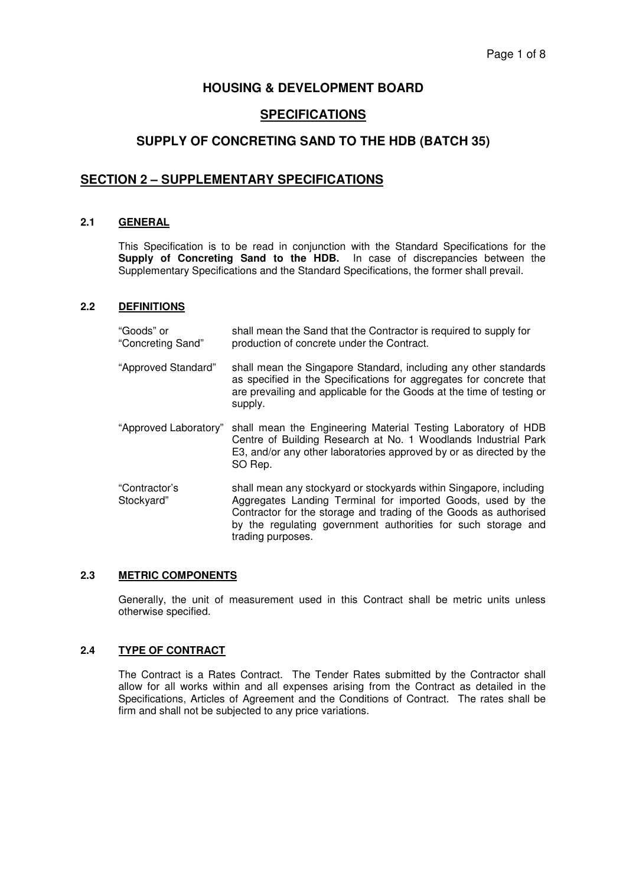# HOUSING & DEVELOPMENT BOARD

## SPECIFICATIONS

## SUPPLY OF CONCRETING SAND TO THE HDB (BATCH 35)

## SECTION 2 – SUPPLEMENTARY SPECIFICATIONS

### 2.1 GENERAL

This Specification is to be read in conjunction with the Standard Specifications for the **Supply of Concreting Sand to the HDB.** In case of discrepancies between the Supplementary Specifications and the Standard Specifications, the former shall prevail.

### 2.2 DEFINITIONS

| | |
|---|---|
| "Goods" or "Concreting Sand" | shall mean the Sand that the Contractor is required to supply for production of concrete under the Contract. |
| "Approved Standard" | shall mean the Singapore Standard, including any other standards as specified in the Specifications for aggregates for concrete that are prevailing and applicable for the Goods at the time of testing or supply. |
| "Approved Laboratory" | shall mean the Engineering Material Testing Laboratory of HDB Centre of Building Research at No. 1 Woodlands Industrial Park E3, and/or any other laboratories approved by or as directed by the SO Rep. |
| "Contractor's Stockyard" | shall mean any stockyard or stockyards within Singapore, including Aggregates Landing Terminal for imported Goods, used by the Contractor for the storage and trading of the Goods as authorised by the regulating government authorities for such storage and trading purposes. |

### 2.3 METRIC COMPONENTS

Generally, the unit of measurement used in this Contract shall be metric units unless otherwise specified.

### 2.4 TYPE OF CONTRACT

The Contract is a Rates Contract. The Tender Rates submitted by the Contractor shall allow for all works within and all expenses arising from the Contract as detailed in the Specifications, Articles of Agreement and the Conditions of Contract. The rates shall be firm and shall not be subjected to any price variations.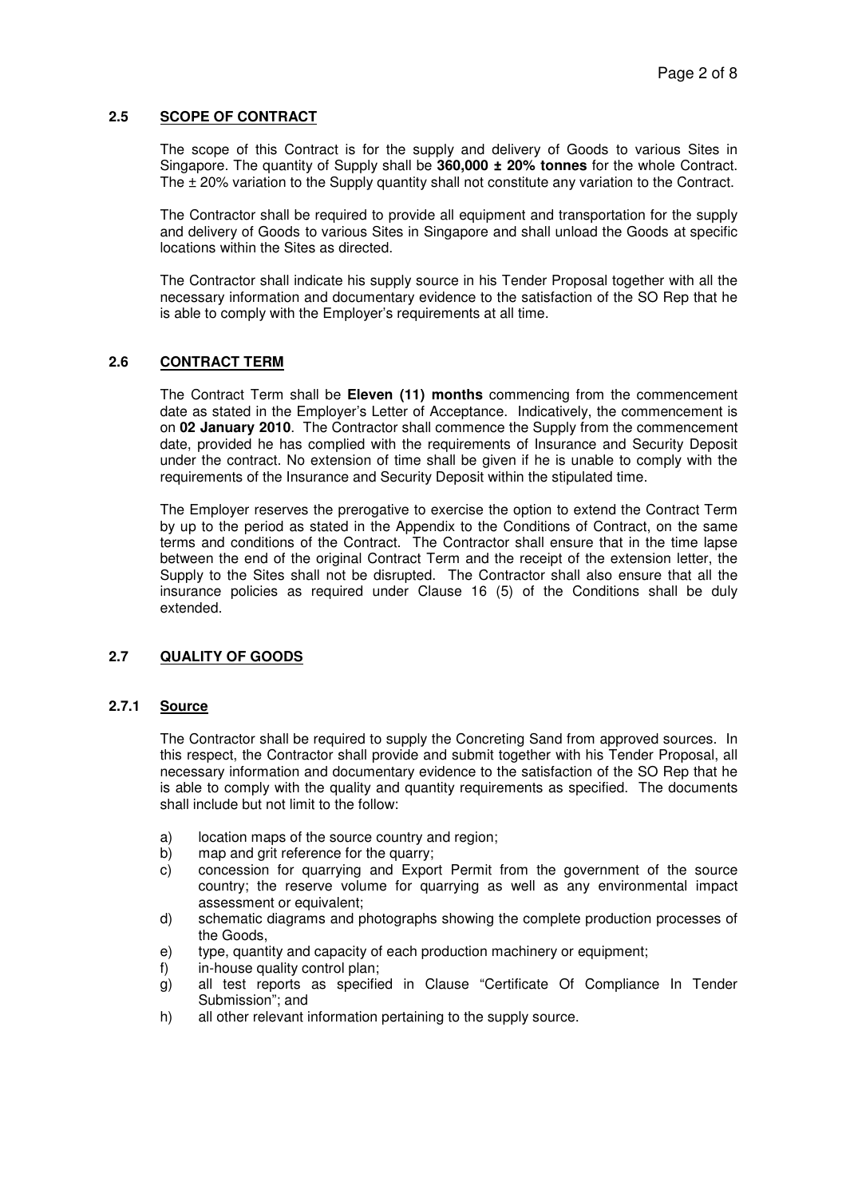## 2.5 SCOPE OF CONTRACT

The scope of this Contract is for the supply and delivery of Goods to various Sites in Singapore. The quantity of Supply shall be **360,000 ± 20% tonnes** for the whole Contract. The ± 20% variation to the Supply quantity shall not constitute any variation to the Contract.

The Contractor shall be required to provide all equipment and transportation for the supply and delivery of Goods to various Sites in Singapore and shall unload the Goods at specific locations within the Sites as directed.

The Contractor shall indicate his supply source in his Tender Proposal together with all the necessary information and documentary evidence to the satisfaction of the SO Rep that he is able to comply with the Employer's requirements at all time.

## 2.6 CONTRACT TERM

The Contract Term shall be **Eleven (11) months** commencing from the commencement date as stated in the Employer's Letter of Acceptance. Indicatively, the commencement is on **02 January 2010**. The Contractor shall commence the Supply from the commencement date, provided he has complied with the requirements of Insurance and Security Deposit under the contract. No extension of time shall be given if he is unable to comply with the requirements of the Insurance and Security Deposit within the stipulated time.

The Employer reserves the prerogative to exercise the option to extend the Contract Term by up to the period as stated in the Appendix to the Conditions of Contract, on the same terms and conditions of the Contract. The Contractor shall ensure that in the time lapse between the end of the original Contract Term and the receipt of the extension letter, the Supply to the Sites shall not be disrupted. The Contractor shall also ensure that all the insurance policies as required under Clause 16 (5) of the Conditions shall be duly extended.

## 2.7 QUALITY OF GOODS

### 2.7.1 Source

The Contractor shall be required to supply the Concreting Sand from approved sources. In this respect, the Contractor shall provide and submit together with his Tender Proposal, all necessary information and documentary evidence to the satisfaction of the SO Rep that he is able to comply with the quality and quantity requirements as specified. The documents shall include but not limit to the follow:

a) location maps of the source country and region;
b) map and grit reference for the quarry;
c) concession for quarrying and Export Permit from the government of the source country; the reserve volume for quarrying as well as any environmental impact assessment or equivalent;
d) schematic diagrams and photographs showing the complete production processes of the Goods,
e) type, quantity and capacity of each production machinery or equipment;
f) in-house quality control plan;
g) all test reports as specified in Clause "Certificate Of Compliance In Tender Submission"; and
h) all other relevant information pertaining to the supply source.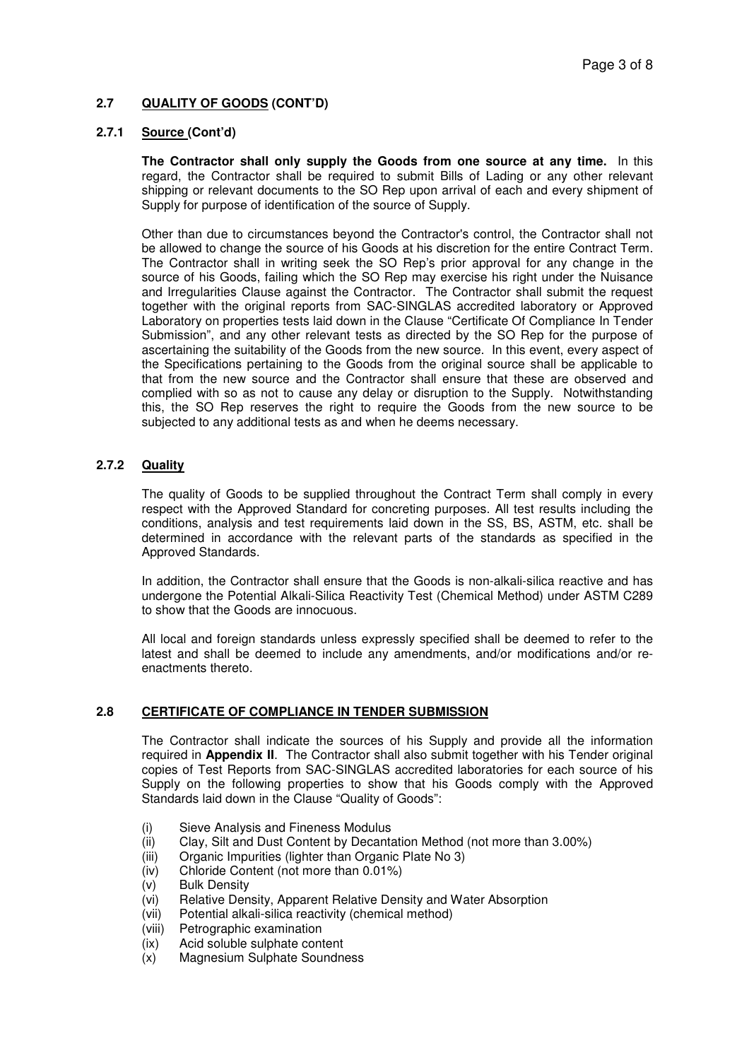### 2.7 QUALITY OF GOODS (CONT'D)

#### 2.7.1 Source (Cont'd)

**The Contractor shall only supply the Goods from one source at any time.** In this regard, the Contractor shall be required to submit Bills of Lading or any other relevant shipping or relevant documents to the SO Rep upon arrival of each and every shipment of Supply for purpose of identification of the source of Supply.

Other than due to circumstances beyond the Contractor's control, the Contractor shall not be allowed to change the source of his Goods at his discretion for the entire Contract Term. The Contractor shall in writing seek the SO Rep's prior approval for any change in the source of his Goods, failing which the SO Rep may exercise his right under the Nuisance and Irregularities Clause against the Contractor. The Contractor shall submit the request together with the original reports from SAC-SINGLAS accredited laboratory or Approved Laboratory on properties tests laid down in the Clause "Certificate Of Compliance In Tender Submission", and any other relevant tests as directed by the SO Rep for the purpose of ascertaining the suitability of the Goods from the new source. In this event, every aspect of the Specifications pertaining to the Goods from the original source shall be applicable to that from the new source and the Contractor shall ensure that these are observed and complied with so as not to cause any delay or disruption to the Supply. Notwithstanding this, the SO Rep reserves the right to require the Goods from the new source to be subjected to any additional tests as and when he deems necessary.

#### 2.7.2 Quality

The quality of Goods to be supplied throughout the Contract Term shall comply in every respect with the Approved Standard for concreting purposes. All test results including the conditions, analysis and test requirements laid down in the SS, BS, ASTM, etc. shall be determined in accordance with the relevant parts of the standards as specified in the Approved Standards.

In addition, the Contractor shall ensure that the Goods is non-alkali-silica reactive and has undergone the Potential Alkali-Silica Reactivity Test (Chemical Method) under ASTM C289 to show that the Goods are innocuous.

All local and foreign standards unless expressly specified shall be deemed to refer to the latest and shall be deemed to include any amendments, and/or modifications and/or re-enactments thereto.

### 2.8 CERTIFICATE OF COMPLIANCE IN TENDER SUBMISSION

The Contractor shall indicate the sources of his Supply and provide all the information required in **Appendix II**. The Contractor shall also submit together with his Tender original copies of Test Reports from SAC-SINGLAS accredited laboratories for each source of his Supply on the following properties to show that his Goods comply with the Approved Standards laid down in the Clause "Quality of Goods":

(i) Sieve Analysis and Fineness Modulus
(ii) Clay, Silt and Dust Content by Decantation Method (not more than 3.00%)
(iii) Organic Impurities (lighter than Organic Plate No 3)
(iv) Chloride Content (not more than 0.01%)
(v) Bulk Density
(vi) Relative Density, Apparent Relative Density and Water Absorption
(vii) Potential alkali-silica reactivity (chemical method)
(viii) Petrographic examination
(ix) Acid soluble sulphate content
(x) Magnesium Sulphate Soundness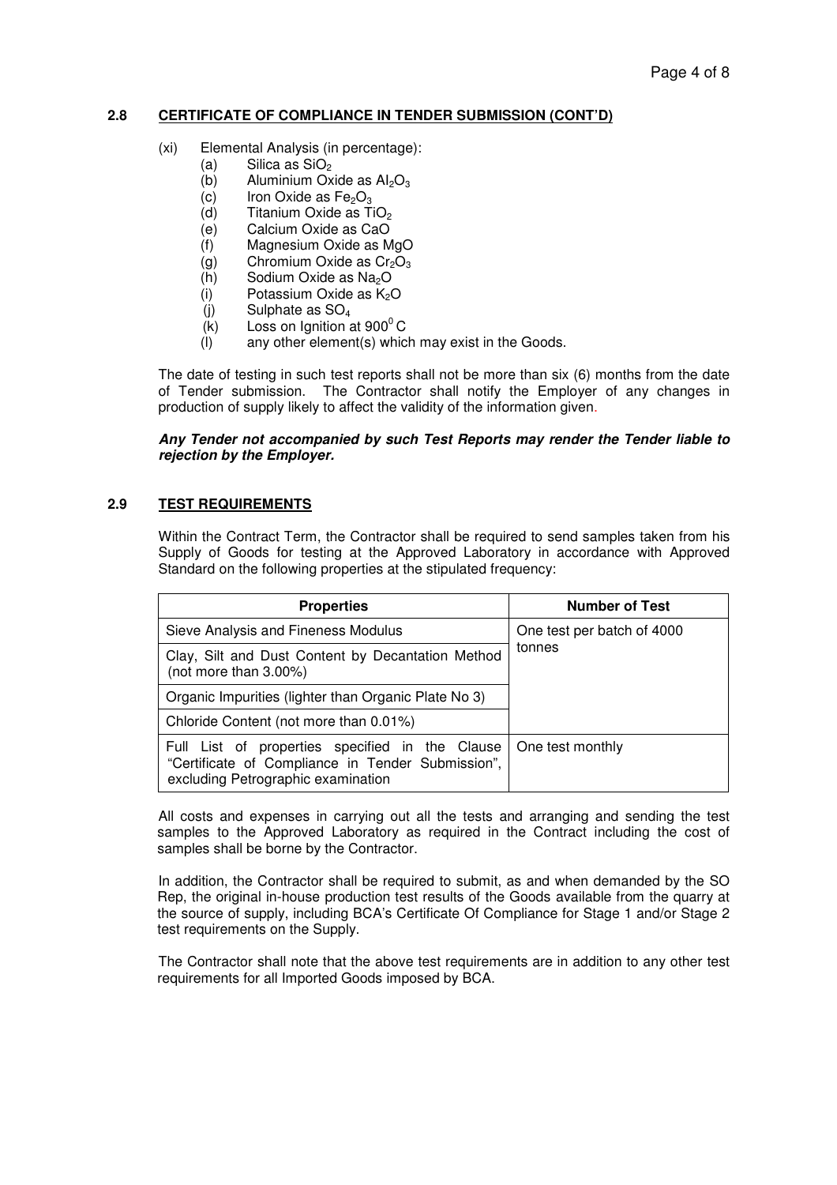## 2.8 CERTIFICATE OF COMPLIANCE IN TENDER SUBMISSION (CONT'D)

(xi) Elemental Analysis (in percentage):

- (a) Silica as $SiO_2$
- (b) Aluminium Oxide as $Al_2O_3$
- (c) Iron Oxide as $Fe_2O_3$
- (d) Titanium Oxide as $TiO_2$
- (e) Calcium Oxide as CaO
- (f) Magnesium Oxide as MgO
- (g) Chromium Oxide as $Cr_2O_3$
- (h) Sodium Oxide as $Na_2O$
- (i) Potassium Oxide as $K_2O$
- (j) Sulphate as $SO_4$
- (k) Loss on Ignition at $900^0$ C
- (l) any other element(s) which may exist in the Goods.

The date of testing in such test reports shall not be more than six (6) months from the date of Tender submission. The Contractor shall notify the Employer of any changes in production of supply likely to affect the validity of the information given.

***Any Tender not accompanied by such Test Reports may render the Tender liable to rejection by the Employer.***

## 2.9 TEST REQUIREMENTS

Within the Contract Term, the Contractor shall be required to send samples taken from his Supply of Goods for testing at the Approved Laboratory in accordance with Approved Standard on the following properties at the stipulated frequency:

| Properties | Number of Test |
|---|---|
| Sieve Analysis and Fineness Modulus | One test per batch of 4000 tonnes |
| Clay, Silt and Dust Content by Decantation Method (not more than 3.00%) | |
| Organic Impurities (lighter than Organic Plate No 3) | |
| Chloride Content (not more than 0.01%) | |
| Full List of properties specified in the Clause "Certificate of Compliance in Tender Submission", excluding Petrographic examination | One test monthly |

All costs and expenses in carrying out all the tests and arranging and sending the test samples to the Approved Laboratory as required in the Contract including the cost of samples shall be borne by the Contractor.

In addition, the Contractor shall be required to submit, as and when demanded by the SO Rep, the original in-house production test results of the Goods available from the quarry at the source of supply, including BCA's Certificate Of Compliance for Stage 1 and/or Stage 2 test requirements on the Supply.

The Contractor shall note that the above test requirements are in addition to any other test requirements for all Imported Goods imposed by BCA.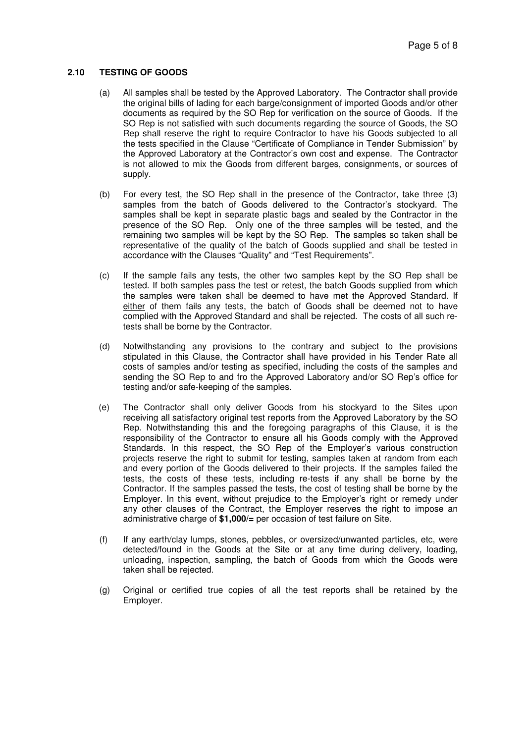### 2.10 TESTING OF GOODS

(a) All samples shall be tested by the Approved Laboratory. The Contractor shall provide the original bills of lading for each barge/consignment of imported Goods and/or other documents as required by the SO Rep for verification on the source of Goods. If the SO Rep is not satisfied with such documents regarding the source of Goods, the SO Rep shall reserve the right to require Contractor to have his Goods subjected to all the tests specified in the Clause "Certificate of Compliance in Tender Submission" by the Approved Laboratory at the Contractor's own cost and expense. The Contractor is not allowed to mix the Goods from different barges, consignments, or sources of supply.

(b) For every test, the SO Rep shall in the presence of the Contractor, take three (3) samples from the batch of Goods delivered to the Contractor's stockyard. The samples shall be kept in separate plastic bags and sealed by the Contractor in the presence of the SO Rep. Only one of the three samples will be tested, and the remaining two samples will be kept by the SO Rep. The samples so taken shall be representative of the quality of the batch of Goods supplied and shall be tested in accordance with the Clauses "Quality" and "Test Requirements".

(c) If the sample fails any tests, the other two samples kept by the SO Rep shall be tested. If both samples pass the test or retest, the batch Goods supplied from which the samples were taken shall be deemed to have met the Approved Standard. If <u>either</u> of them fails any tests, the batch of Goods shall be deemed not to have complied with the Approved Standard and shall be rejected. The costs of all such re-tests shall be borne by the Contractor.

(d) Notwithstanding any provisions to the contrary and subject to the provisions stipulated in this Clause, the Contractor shall have provided in his Tender Rate all costs of samples and/or testing as specified, including the costs of the samples and sending the SO Rep to and fro the Approved Laboratory and/or SO Rep's office for testing and/or safe-keeping of the samples.

(e) The Contractor shall only deliver Goods from his stockyard to the Sites upon receiving all satisfactory original test reports from the Approved Laboratory by the SO Rep. Notwithstanding this and the foregoing paragraphs of this Clause, it is the responsibility of the Contractor to ensure all his Goods comply with the Approved Standards. In this respect, the SO Rep of the Employer's various construction projects reserve the right to submit for testing, samples taken at random from each and every portion of the Goods delivered to their projects. If the samples failed the tests, the costs of these tests, including re-tests if any shall be borne by the Contractor. If the samples passed the tests, the cost of testing shall be borne by the Employer. In this event, without prejudice to the Employer's right or remedy under any other clauses of the Contract, the Employer reserves the right to impose an administrative charge of **$1,000/=** per occasion of test failure on Site.

(f) If any earth/clay lumps, stones, pebbles, or oversized/unwanted particles, etc, were detected/found in the Goods at the Site or at any time during delivery, loading, unloading, inspection, sampling, the batch of Goods from which the Goods were taken shall be rejected.

(g) Original or certified true copies of all the test reports shall be retained by the Employer.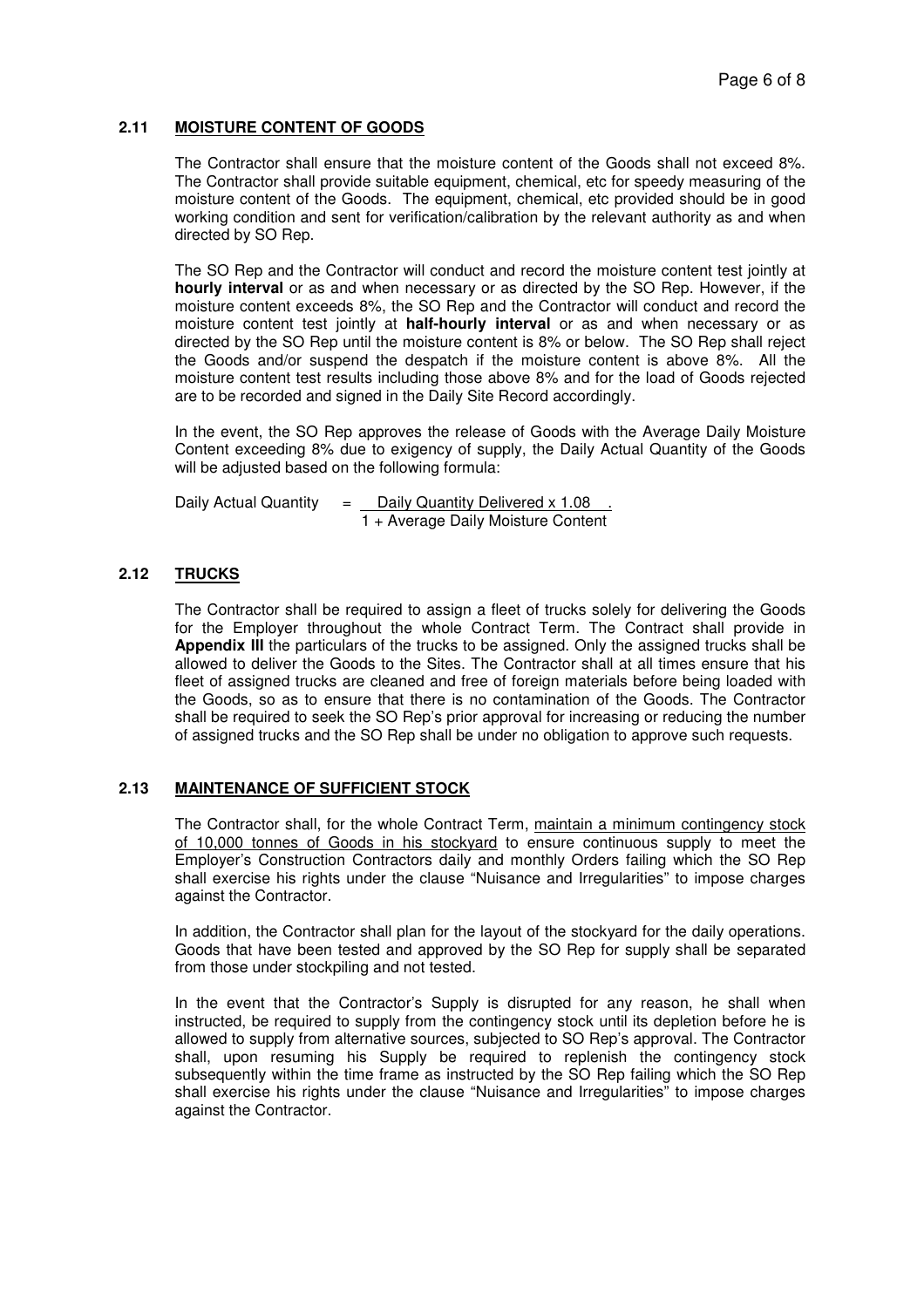### 2.11 <u>MOISTURE CONTENT OF GOODS</u>

The Contractor shall ensure that the moisture content of the Goods shall not exceed 8%. The Contractor shall provide suitable equipment, chemical, etc for speedy measuring of the moisture content of the Goods. The equipment, chemical, etc provided should be in good working condition and sent for verification/calibration by the relevant authority as and when directed by SO Rep.

The SO Rep and the Contractor will conduct and record the moisture content test jointly at **hourly interval** or as and when necessary or as directed by the SO Rep. However, if the moisture content exceeds 8%, the SO Rep and the Contractor will conduct and record the moisture content test jointly at **half-hourly interval** or as and when necessary or as directed by the SO Rep until the moisture content is 8% or below. The SO Rep shall reject the Goods and/or suspend the despatch if the moisture content is above 8%. All the moisture content test results including those above 8% and for the load of Goods rejected are to be recorded and signed in the Daily Site Record accordingly.

In the event, the SO Rep approves the release of Goods with the Average Daily Moisture Content exceeding 8% due to exigency of supply, the Daily Actual Quantity of the Goods will be adjusted based on the following formula:

$$\text{Daily Actual Quantity} = \frac{\text{Daily Quantity Delivered} \times 1.08}{1 + \text{Average Daily Moisture Content}}$$

### 2.12 <u>TRUCKS</u>

The Contractor shall be required to assign a fleet of trucks solely for delivering the Goods for the Employer throughout the whole Contract Term. The Contract shall provide in **Appendix III** the particulars of the trucks to be assigned. Only the assigned trucks shall be allowed to deliver the Goods to the Sites. The Contractor shall at all times ensure that his fleet of assigned trucks are cleaned and free of foreign materials before being loaded with the Goods, so as to ensure that there is no contamination of the Goods. The Contractor shall be required to seek the SO Rep's prior approval for increasing or reducing the number of assigned trucks and the SO Rep shall be under no obligation to approve such requests.

### 2.13 <u>MAINTENANCE OF SUFFICIENT STOCK</u>

The Contractor shall, for the whole Contract Term, <u>maintain a minimum contingency stock of 10,000 tonnes of Goods in his stockyard</u> to ensure continuous supply to meet the Employer's Construction Contractors daily and monthly Orders failing which the SO Rep shall exercise his rights under the clause "Nuisance and Irregularities" to impose charges against the Contractor.

In addition, the Contractor shall plan for the layout of the stockyard for the daily operations. Goods that have been tested and approved by the SO Rep for supply shall be separated from those under stockpiling and not tested.

In the event that the Contractor's Supply is disrupted for any reason, he shall when instructed, be required to supply from the contingency stock until its depletion before he is allowed to supply from alternative sources, subjected to SO Rep's approval. The Contractor shall, upon resuming his Supply be required to replenish the contingency stock subsequently within the time frame as instructed by the SO Rep failing which the SO Rep shall exercise his rights under the clause "Nuisance and Irregularities" to impose charges against the Contractor.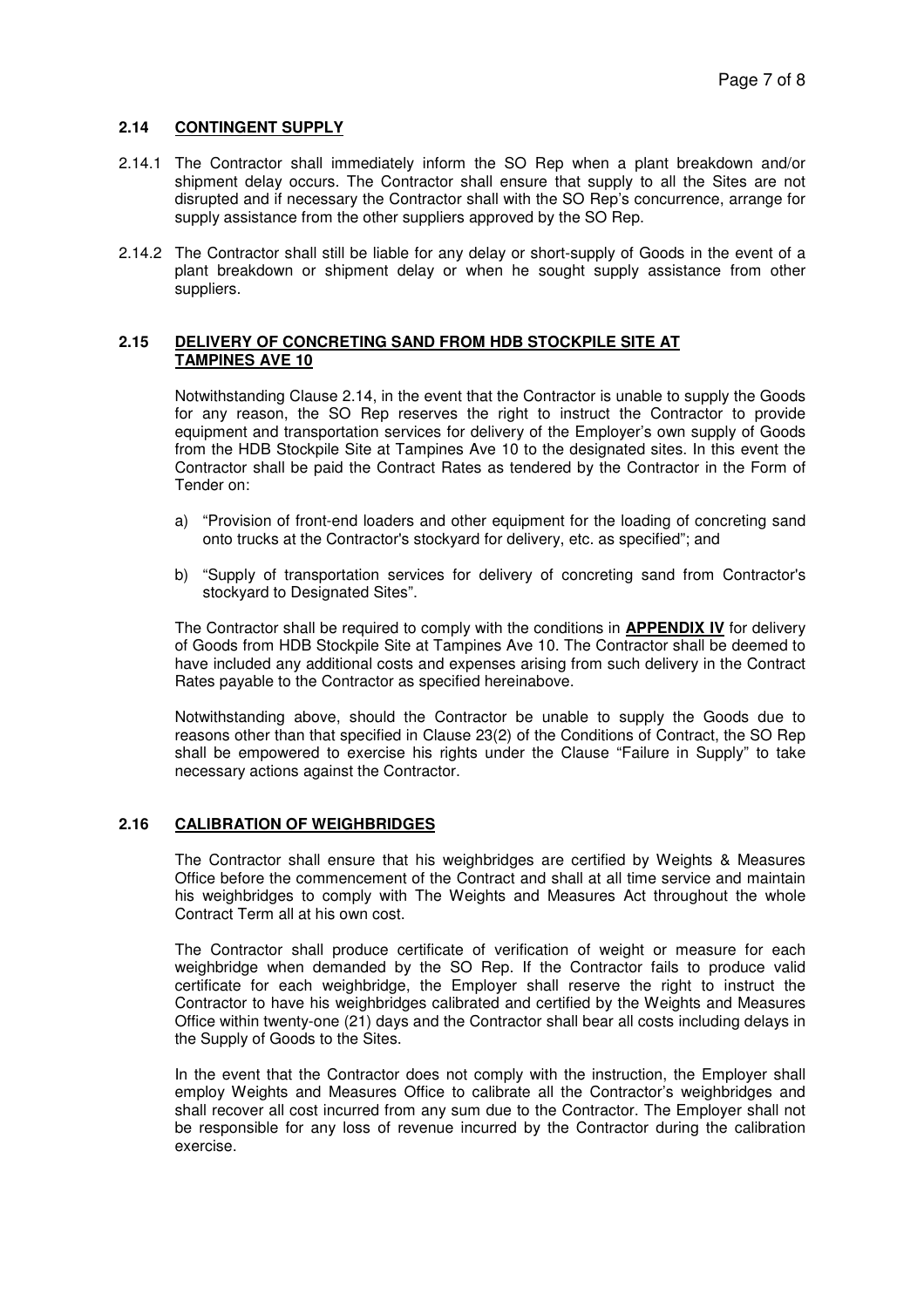### 2.14 CONTINGENT SUPPLY

2.14.1 The Contractor shall immediately inform the SO Rep when a plant breakdown and/or shipment delay occurs. The Contractor shall ensure that supply to all the Sites are not disrupted and if necessary the Contractor shall with the SO Rep's concurrence, arrange for supply assistance from the other suppliers approved by the SO Rep.

2.14.2 The Contractor shall still be liable for any delay or short-supply of Goods in the event of a plant breakdown or shipment delay or when he sought supply assistance from other suppliers.

### 2.15 DELIVERY OF CONCRETING SAND FROM HDB STOCKPILE SITE AT TAMPINES AVE 10

Notwithstanding Clause 2.14, in the event that the Contractor is unable to supply the Goods for any reason, the SO Rep reserves the right to instruct the Contractor to provide equipment and transportation services for delivery of the Employer's own supply of Goods from the HDB Stockpile Site at Tampines Ave 10 to the designated sites. In this event the Contractor shall be paid the Contract Rates as tendered by the Contractor in the Form of Tender on:

a) "Provision of front-end loaders and other equipment for the loading of concreting sand onto trucks at the Contractor's stockyard for delivery, etc. as specified"; and

b) "Supply of transportation services for delivery of concreting sand from Contractor's stockyard to Designated Sites".

The Contractor shall be required to comply with the conditions in **APPENDIX IV** for delivery of Goods from HDB Stockpile Site at Tampines Ave 10. The Contractor shall be deemed to have included any additional costs and expenses arising from such delivery in the Contract Rates payable to the Contractor as specified hereinabove.

Notwithstanding above, should the Contractor be unable to supply the Goods due to reasons other than that specified in Clause 23(2) of the Conditions of Contract, the SO Rep shall be empowered to exercise his rights under the Clause "Failure in Supply" to take necessary actions against the Contractor.

### 2.16 CALIBRATION OF WEIGHBRIDGES

The Contractor shall ensure that his weighbridges are certified by Weights & Measures Office before the commencement of the Contract and shall at all time service and maintain his weighbridges to comply with The Weights and Measures Act throughout the whole Contract Term all at his own cost.

The Contractor shall produce certificate of verification of weight or measure for each weighbridge when demanded by the SO Rep. If the Contractor fails to produce valid certificate for each weighbridge, the Employer shall reserve the right to instruct the Contractor to have his weighbridges calibrated and certified by the Weights and Measures Office within twenty-one (21) days and the Contractor shall bear all costs including delays in the Supply of Goods to the Sites.

In the event that the Contractor does not comply with the instruction, the Employer shall employ Weights and Measures Office to calibrate all the Contractor's weighbridges and shall recover all cost incurred from any sum due to the Contractor. The Employer shall not be responsible for any loss of revenue incurred by the Contractor during the calibration exercise.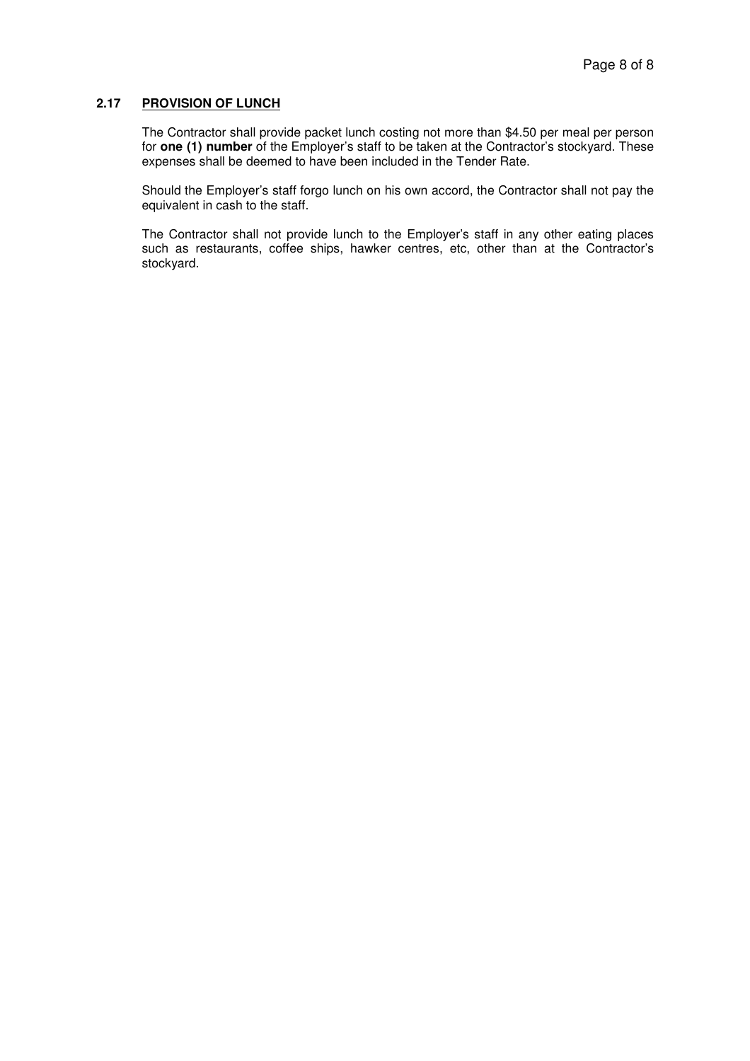### 2.17 PROVISION OF LUNCH

The Contractor shall provide packet lunch costing not more than $4.50 per meal per person for **one (1) number** of the Employer's staff to be taken at the Contractor's stockyard. These expenses shall be deemed to have been included in the Tender Rate.

Should the Employer's staff forgo lunch on his own accord, the Contractor shall not pay the equivalent in cash to the staff.

The Contractor shall not provide lunch to the Employer's staff in any other eating places such as restaurants, coffee ships, hawker centres, etc, other than at the Contractor's stockyard.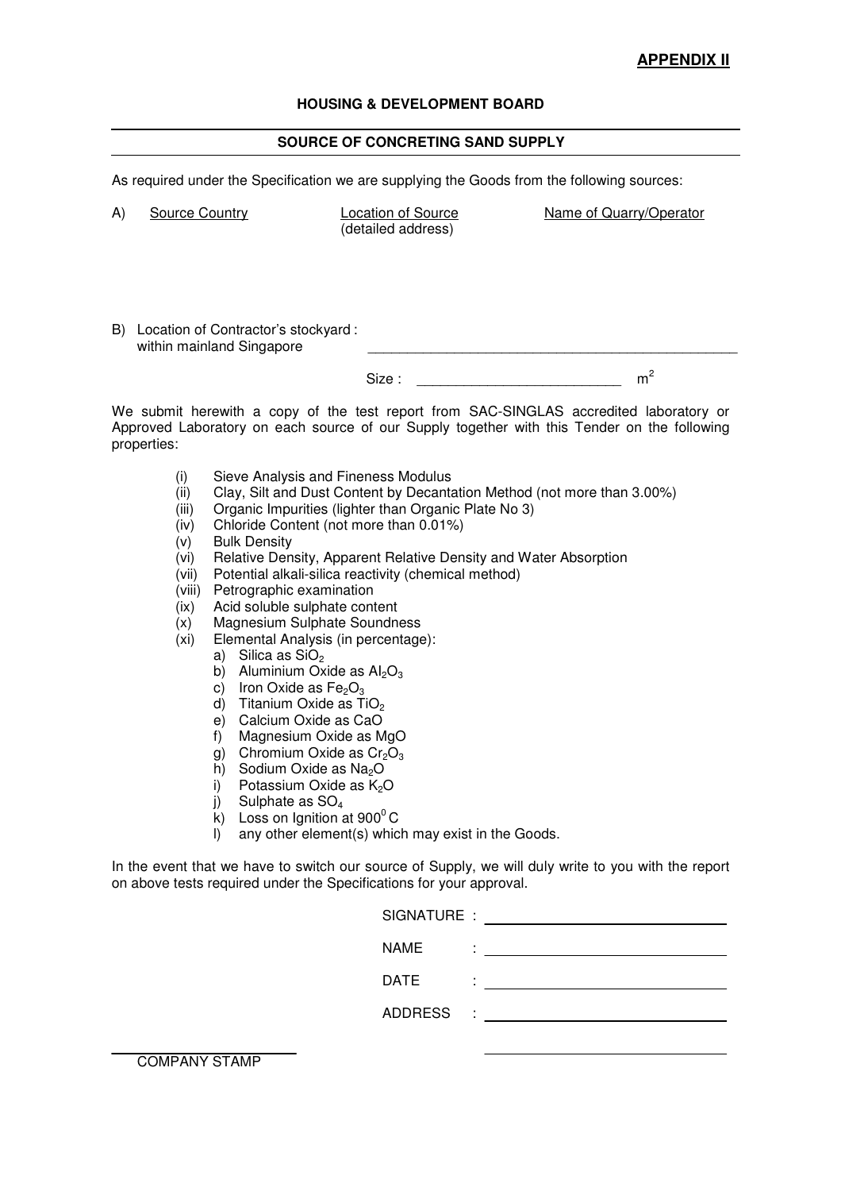**APPENDIX II**

**HOUSING & DEVELOPMENT BOARD**

**SOURCE OF CONCRETING SAND SUPPLY**

As required under the Specification we are supplying the Goods from the following sources:

| A) Source Country | Location of Source (detailed address) | Name of Quarry/Operator |
|---|---|---|
| | | |

B) Location of Contractor's stockyard within mainland Singapore : ______________________________

Size : ________________________ $m^2$

We submit herewith a copy of the test report from SAC-SINGLAS accredited laboratory or Approved Laboratory on each source of our Supply together with this Tender on the following properties:

- (i) Sieve Analysis and Fineness Modulus
- (ii) Clay, Silt and Dust Content by Decantation Method (not more than 3.00%)
- (iii) Organic Impurities (lighter than Organic Plate No 3)
- (iv) Chloride Content (not more than 0.01%)
- (v) Bulk Density
- (vi) Relative Density, Apparent Relative Density and Water Absorption
- (vii) Potential alkali-silica reactivity (chemical method)
- (viii) Petrographic examination
- (ix) Acid soluble sulphate content
- (x) Magnesium Sulphate Soundness
- (xi) Elemental Analysis (in percentage):
  - a) Silica as $SiO_2$
  - b) Aluminium Oxide as $Al_2O_3$
  - c) Iron Oxide as $Fe_2O_3$
  - d) Titanium Oxide as $TiO_2$
  - e) Calcium Oxide as CaO
  - f) Magnesium Oxide as MgO
  - g) Chromium Oxide as $Cr_2O_3$
  - h) Sodium Oxide as $Na_2O$
  - i) Potassium Oxide as $K_2O$
  - j) Sulphate as $SO_4$
  - k) Loss on Ignition at $900^0$C
  - l) any other element(s) which may exist in the Goods.

In the event that we have to switch our source of Supply, we will duly write to you with the report on above tests required under the Specifications for your approval.

SIGNATURE : ______________________________

NAME : ______________________________

DATE : ______________________________

ADDRESS : ______________________________

______________________________

COMPANY STAMP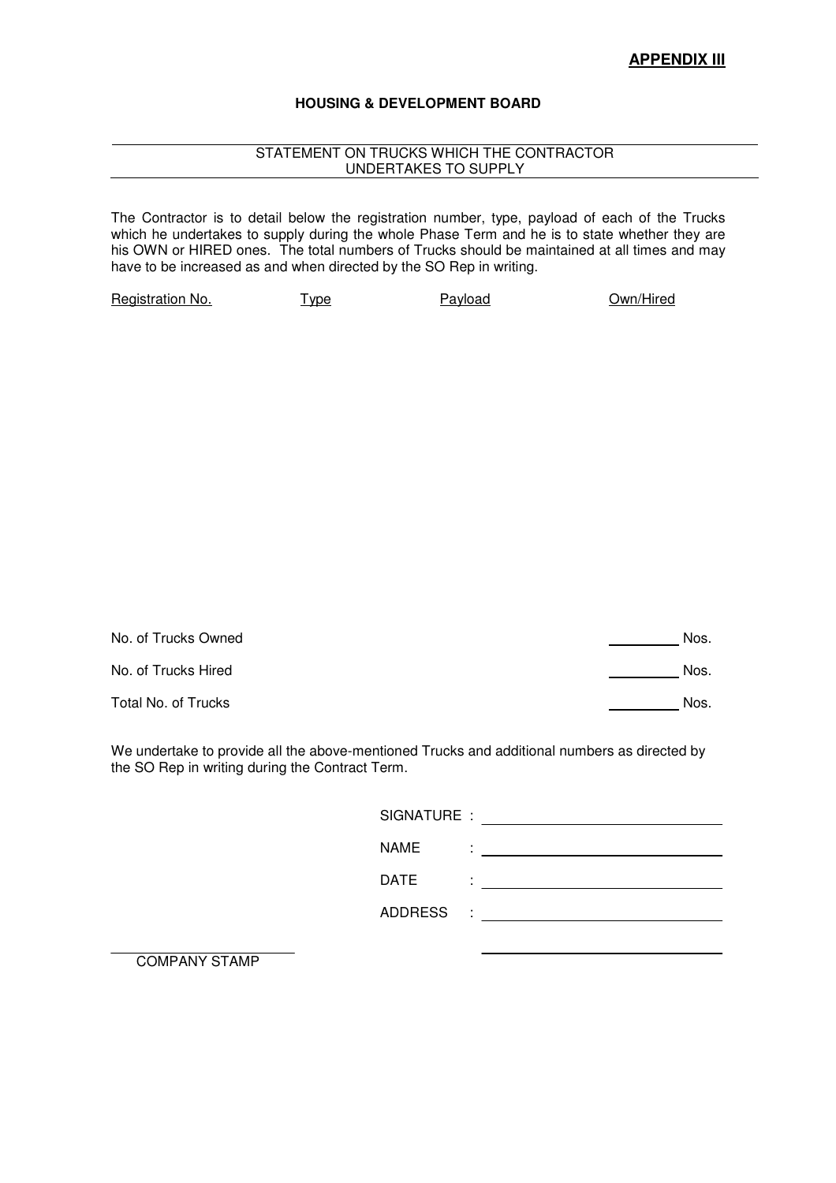**APPENDIX III**

**HOUSING & DEVELOPMENT BOARD**

STATEMENT ON TRUCKS WHICH THE CONTRACTOR UNDERTAKES TO SUPPLY

The Contractor is to detail below the registration number, type, payload of each of the Trucks which he undertakes to supply during the whole Phase Term and he is to state whether they are his OWN or HIRED ones. The total numbers of Trucks should be maintained at all times and may have to be increased as and when directed by the SO Rep in writing.

| Registration No. | Type | Payload | Own/Hired |
|---|---|---|---|

No. of Trucks Owned \_\_\_\_\_\_\_\_\_ Nos.

No. of Trucks Hired \_\_\_\_\_\_\_\_\_ Nos.

Total No. of Trucks \_\_\_\_\_\_\_\_\_ Nos.

We undertake to provide all the above-mentioned Trucks and additional numbers as directed by the SO Rep in writing during the Contract Term.

SIGNATURE : \_\_\_\_\_\_\_\_\_\_\_\_\_\_\_\_\_\_\_\_\_\_\_\_\_\_\_\_

NAME : \_\_\_\_\_\_\_\_\_\_\_\_\_\_\_\_\_\_\_\_\_\_\_\_\_\_\_\_

DATE : \_\_\_\_\_\_\_\_\_\_\_\_\_\_\_\_\_\_\_\_\_\_\_\_\_\_\_\_

ADDRESS : \_\_\_\_\_\_\_\_\_\_\_\_\_\_\_\_\_\_\_\_\_\_\_\_\_\_\_\_

\_\_\_\_\_\_\_\_\_\_\_\_\_\_\_\_\_\_\_\_\_\_\_\_\_\_\_\_

\_\_\_\_\_\_\_\_\_\_\_\_\_\_\_\_\_\_\_\_

COMPANY STAMP